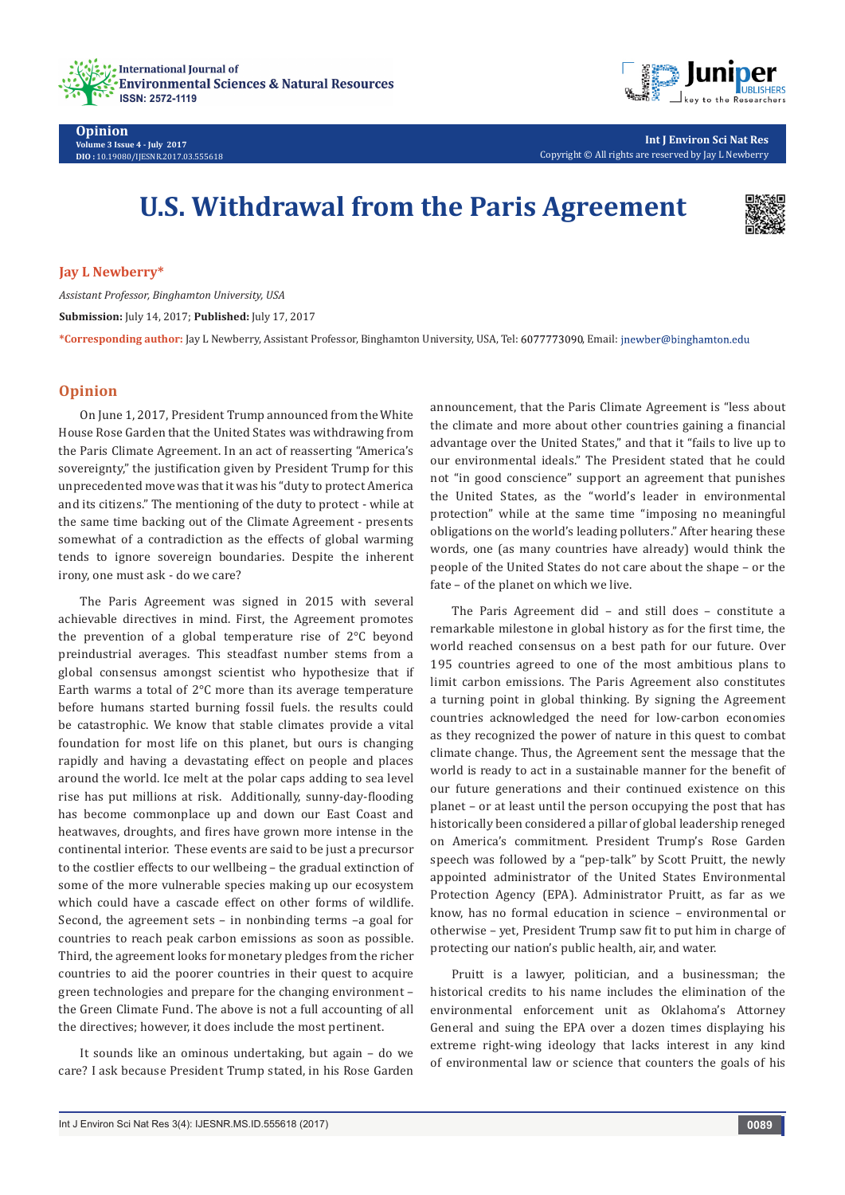# U.S. Withdrawal from the Paris Agreement

**Jay L Newberry***

*Assistant Professor, Binghamton University, USA*

**Submission:** July 14, 2017; **Published:** July 17, 2017

***Corresponding author:** Jay L Newberry, Assistant Professor, Binghamton University, USA, Tel: 6077773090, Email: jnewber@binghamton.edu

## Opinion

On June 1, 2017, President Trump announced from the White House Rose Garden that the United States was withdrawing from the Paris Climate Agreement. In an act of reasserting "America's sovereignty," the justification given by President Trump for this unprecedented move was that it was his "duty to protect America and its citizens." The mentioning of the duty to protect - while at the same time backing out of the Climate Agreement - presents somewhat of a contradiction as the effects of global warming tends to ignore sovereign boundaries. Despite the inherent irony, one must ask - do we care?

The Paris Agreement was signed in 2015 with several achievable directives in mind. First, the Agreement promotes the prevention of a global temperature rise of 2°C beyond preindustrial averages. This steadfast number stems from a global consensus amongst scientist who hypothesize that if Earth warms a total of 2°C more than its average temperature before humans started burning fossil fuels. the results could be catastrophic. We know that stable climates provide a vital foundation for most life on this planet, but ours is changing rapidly and having a devastating effect on people and places around the world. Ice melt at the polar caps adding to sea level rise has put millions at risk. Additionally, sunny-day-flooding has become commonplace up and down our East Coast and heatwaves, droughts, and fires have grown more intense in the continental interior. These events are said to be just a precursor to the costlier effects to our wellbeing – the gradual extinction of some of the more vulnerable species making up our ecosystem which could have a cascade effect on other forms of wildlife. Second, the agreement sets – in nonbinding terms –a goal for countries to reach peak carbon emissions as soon as possible. Third, the agreement looks for monetary pledges from the richer countries to aid the poorer countries in their quest to acquire green technologies and prepare for the changing environment – the Green Climate Fund. The above is not a full accounting of all the directives; however, it does include the most pertinent.

It sounds like an ominous undertaking, but again – do we care? I ask because President Trump stated, in his Rose Garden announcement, that the Paris Climate Agreement is "less about the climate and more about other countries gaining a financial advantage over the United States," and that it "fails to live up to our environmental ideals." The President stated that he could not "in good conscience" support an agreement that punishes the United States, as the "world's leader in environmental protection" while at the same time "imposing no meaningful obligations on the world's leading polluters." After hearing these words, one (as many countries have already) would think the people of the United States do not care about the shape – or the fate – of the planet on which we live.

The Paris Agreement did – and still does – constitute a remarkable milestone in global history as for the first time, the world reached consensus on a best path for our future. Over 195 countries agreed to one of the most ambitious plans to limit carbon emissions. The Paris Agreement also constitutes a turning point in global thinking. By signing the Agreement countries acknowledged the need for low-carbon economies as they recognized the power of nature in this quest to combat climate change. Thus, the Agreement sent the message that the world is ready to act in a sustainable manner for the benefit of our future generations and their continued existence on this planet – or at least until the person occupying the post that has historically been considered a pillar of global leadership reneged on America's commitment. President Trump's Rose Garden speech was followed by a "pep-talk" by Scott Pruitt, the newly appointed administrator of the United States Environmental Protection Agency (EPA). Administrator Pruitt, as far as we know, has no formal education in science – environmental or otherwise – yet, President Trump saw fit to put him in charge of protecting our nation's public health, air, and water.

Pruitt is a lawyer, politician, and a businessman; the historical credits to his name includes the elimination of the environmental enforcement unit as Oklahoma's Attorney General and suing the EPA over a dozen times displaying his extreme right-wing ideology that lacks interest in any kind of environmental law or science that counters the goals of his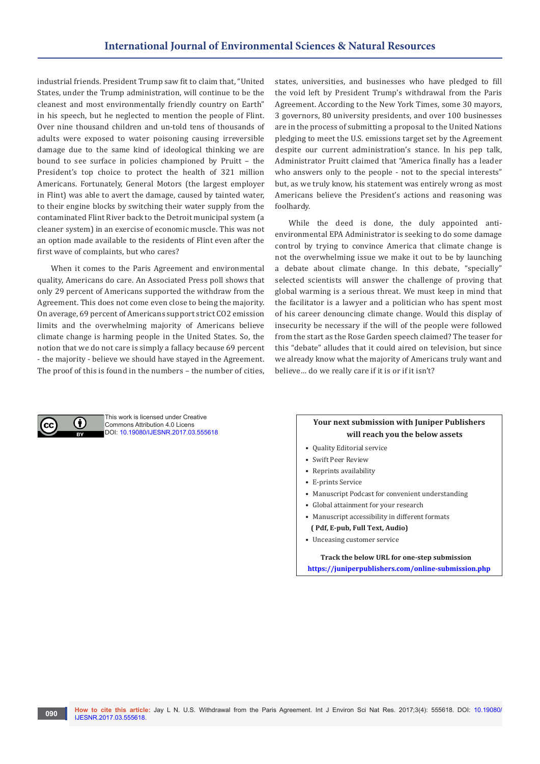industrial friends. President Trump saw fit to claim that, "United States, under the Trump administration, will continue to be the cleanest and most environmentally friendly country on Earth" in his speech, but he neglected to mention the people of Flint. Over nine thousand children and un-told tens of thousands of adults were exposed to water poisoning causing irreversible damage due to the same kind of ideological thinking we are bound to see surface in policies championed by Pruitt – the President's top choice to protect the health of 321 million Americans. Fortunately, General Motors (the largest employer in Flint) was able to avert the damage, caused by tainted water, to their engine blocks by switching their water supply from the contaminated Flint River back to the Detroit municipal system (a cleaner system) in an exercise of economic muscle. This was not an option made available to the residents of Flint even after the first wave of complaints, but who cares?

When it comes to the Paris Agreement and environmental quality, Americans do care. An Associated Press poll shows that only 29 percent of Americans supported the withdraw from the Agreement. This does not come even close to being the majority. On average, 69 percent of Americans support strict CO2 emission limits and the overwhelming majority of Americans believe climate change is harming people in the United States. So, the notion that we do not care is simply a fallacy because 69 percent - the majority - believe we should have stayed in the Agreement. The proof of this is found in the numbers – the number of cities, states, universities, and businesses who have pledged to fill the void left by President Trump's withdrawal from the Paris Agreement. According to the New York Times, some 30 mayors, 3 governors, 80 university presidents, and over 100 businesses are in the process of submitting a proposal to the United Nations pledging to meet the U.S. emissions target set by the Agreement despite our current administration's stance. In his pep talk, Administrator Pruitt claimed that "America finally has a leader who answers only to the people - not to the special interests" but, as we truly know, his statement was entirely wrong as most Americans believe the President's actions and reasoning was foolhardy.

While the deed is done, the duly appointed anti-environmental EPA Administrator is seeking to do some damage control by trying to convince America that climate change is not the overwhelming issue we make it out to be by launching a debate about climate change. In this debate, "specially" selected scientists will answer the challenge of proving that global warming is a serious threat. We must keep in mind that the facilitator is a lawyer and a politician who has spent most of his career denouncing climate change. Would this display of insecurity be necessary if the will of the people were followed from the start as the Rose Garden speech claimed? The teaser for this "debate" alludes that it could aired on television, but since we already know what the majority of Americans truly want and believe... do we really care if it is or if it isn't?

This work is licensed under Creative Commons Attribution 4.0 Licens
DOI: 10.19080/IJESNR.2017.03.555618

**Your next submission with Juniper Publishers will reach you the below assets**

- Quality Editorial service
- Swift Peer Review
- Reprints availability
- E-prints Service
- Manuscript Podcast for convenient understanding
- Global attainment for your research
- Manuscript accessibility in different formats
  **( Pdf, E-pub, Full Text, Audio)**
- Unceasing customer service

**Track the below URL for one-step submission**
**https://juniperpublishers.com/online-submission.php**

**How to cite this article:** Jay L N. U.S. Withdrawal from the Paris Agreement. Int J Environ Sci Nat Res. 2017;3(4): 555618. DOI: 10.19080/IJESNR.2017.03.555618.